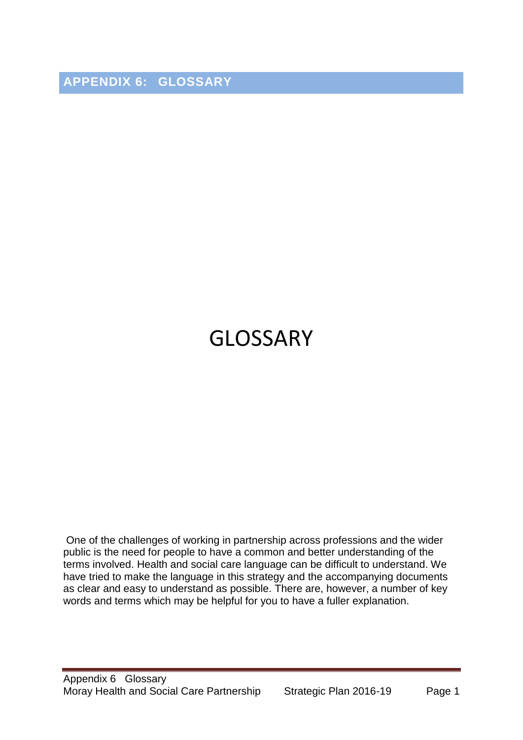# APPENDIX 6: GLOSSARY

# GLOSSARY

One of the challenges of working in partnership across professions and the wider public is the need for people to have a common and better understanding of the terms involved. Health and social care language can be difficult to understand. We have tried to make the language in this strategy and the accompanying documents as clear and easy to understand as possible. There are, however, a number of key words and terms which may be helpful for you to have a fuller explanation.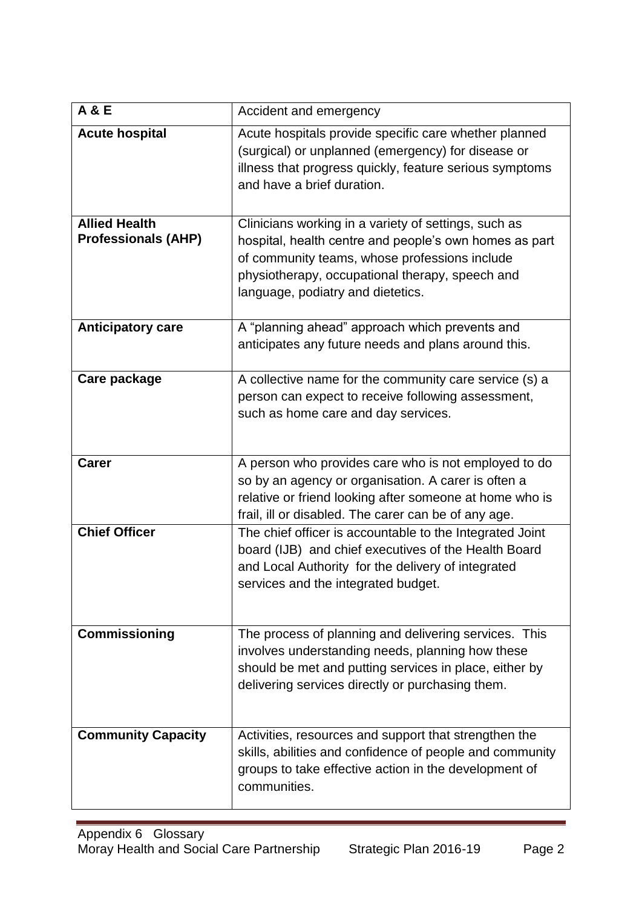| **A & E** | Accident and emergency |
|---|---|
| **Acute hospital** | Acute hospitals provide specific care whether planned (surgical) or unplanned (emergency) for disease or illness that progress quickly, feature serious symptoms and have a brief duration. |
| **Allied Health Professionals (AHP)** | Clinicians working in a variety of settings, such as hospital, health centre and people's own homes as part of community teams, whose professions include physiotherapy, occupational therapy, speech and language, podiatry and dietetics. |
| **Anticipatory care** | A "planning ahead" approach which prevents and anticipates any future needs and plans around this. |
| **Care package** | A collective name for the community care service (s) a person can expect to receive following assessment, such as home care and day services. |
| **Carer** | A person who provides care who is not employed to do so by an agency or organisation. A carer is often a relative or friend looking after someone at home who is frail, ill or disabled. The carer can be of any age. |
| **Chief Officer** | The chief officer is accountable to the Integrated Joint board (IJB) and chief executives of the Health Board and Local Authority for the delivery of integrated services and the integrated budget. |
| **Commissioning** | The process of planning and delivering services. This involves understanding needs, planning how these should be met and putting services in place, either by delivering services directly or purchasing them. |
| **Community Capacity** | Activities, resources and support that strengthen the skills, abilities and confidence of people and community groups to take effective action in the development of communities. |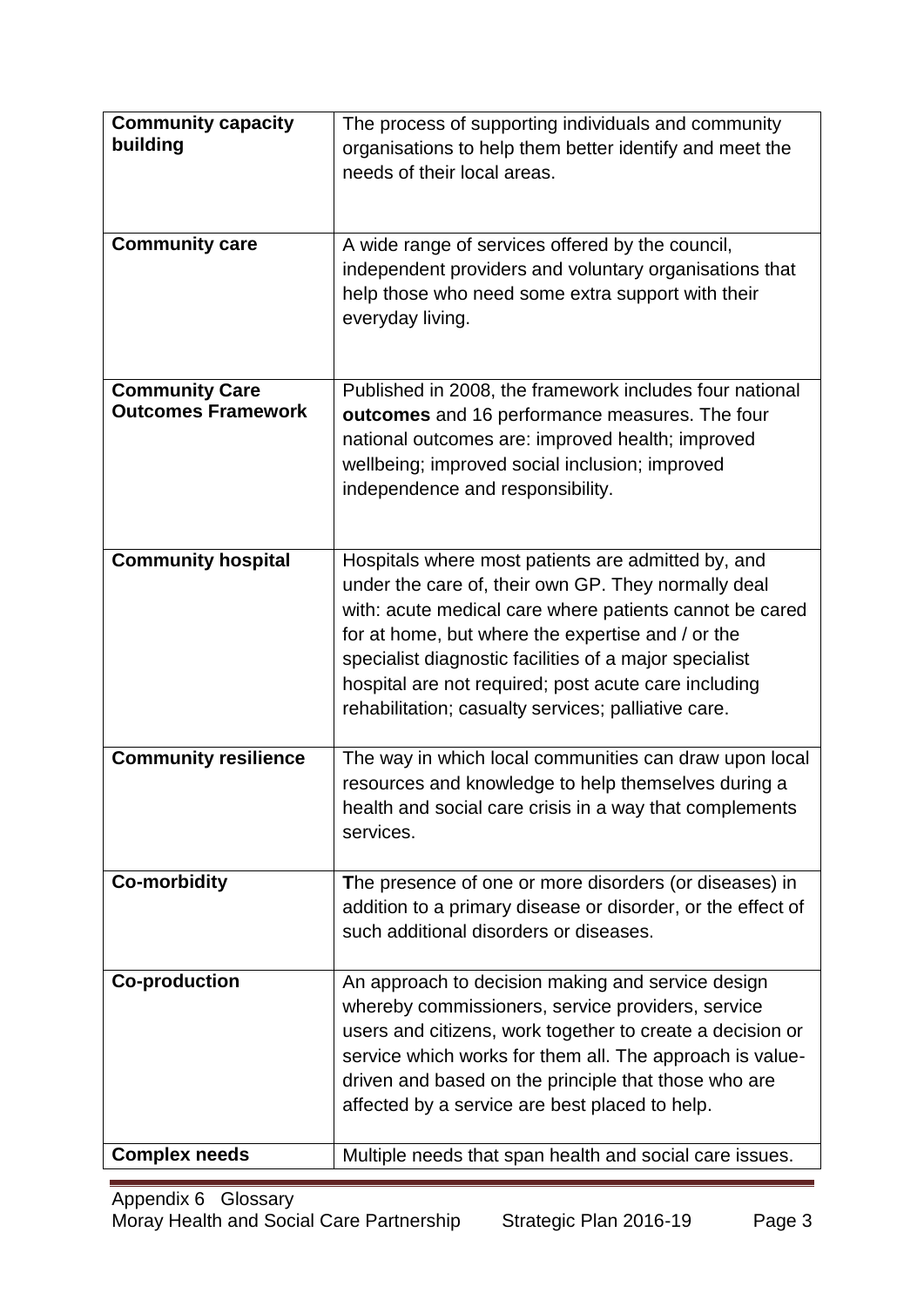| | |
|---|---|
| **Community capacity building** | The process of supporting individuals and community organisations to help them better identify and meet the needs of their local areas. |
| **Community care** | A wide range of services offered by the council, independent providers and voluntary organisations that help those who need some extra support with their everyday living. |
| **Community Care Outcomes Framework** | Published in 2008, the framework includes four national **outcomes** and 16 performance measures. The four national outcomes are: improved health; improved wellbeing; improved social inclusion; improved independence and responsibility. |
| **Community hospital** | Hospitals where most patients are admitted by, and under the care of, their own GP. They normally deal with: acute medical care where patients cannot be cared for at home, but where the expertise and / or the specialist diagnostic facilities of a major specialist hospital are not required; post acute care including rehabilitation; casualty services; palliative care. |
| **Community resilience** | The way in which local communities can draw upon local resources and knowledge to help themselves during a health and social care crisis in a way that complements services. |
| **Co-morbidity** | **T**he presence of one or more disorders (or diseases) in addition to a primary disease or disorder, or the effect of such additional disorders or diseases. |
| **Co-production** | An approach to decision making and service design whereby commissioners, service providers, service users and citizens, work together to create a decision or service which works for them all. The approach is value-driven and based on the principle that those who are affected by a service are best placed to help. |
| **Complex needs** | Multiple needs that span health and social care issues. |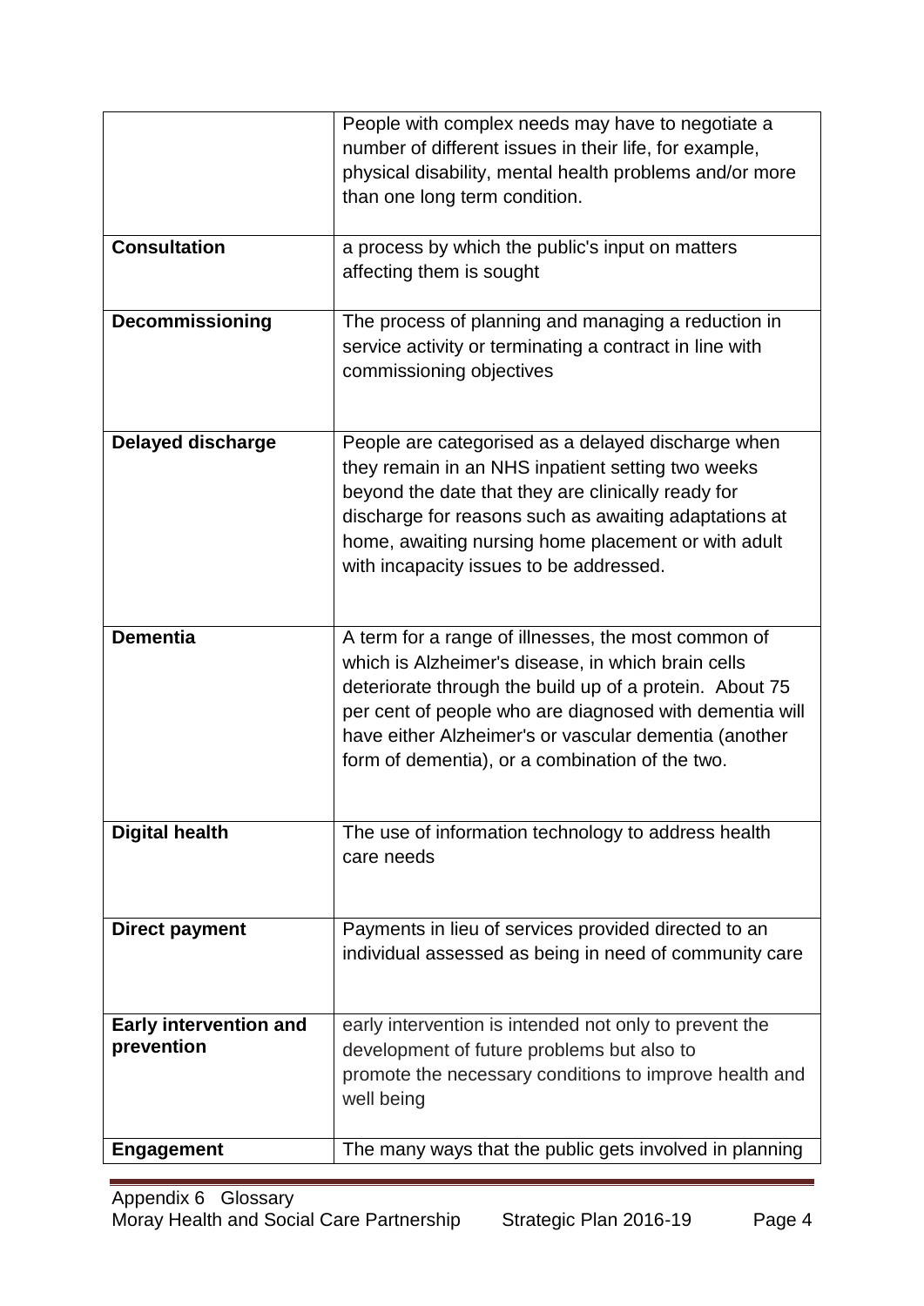| | |
|---|---|
| | People with complex needs may have to negotiate a number of different issues in their life, for example, physical disability, mental health problems and/or more than one long term condition. |
| **Consultation** | a process by which the public's input on matters affecting them is sought |
| **Decommissioning** | The process of planning and managing a reduction in service activity or terminating a contract in line with commissioning objectives |
| **Delayed discharge** | People are categorised as a delayed discharge when they remain in an NHS inpatient setting two weeks beyond the date that they are clinically ready for discharge for reasons such as awaiting adaptations at home, awaiting nursing home placement or with adult with incapacity issues to be addressed. |
| **Dementia** | A term for a range of illnesses, the most common of which is Alzheimer's disease, in which brain cells deteriorate through the build up of a protein. About 75 per cent of people who are diagnosed with dementia will have either Alzheimer's or vascular dementia (another form of dementia), or a combination of the two. |
| **Digital health** | The use of information technology to address health care needs |
| **Direct payment** | Payments in lieu of services provided directed to an individual assessed as being in need of community care |
| **Early intervention and prevention** | early intervention is intended not only to prevent the development of future problems but also to promote the necessary conditions to improve health and well being |
| **Engagement** | The many ways that the public gets involved in planning |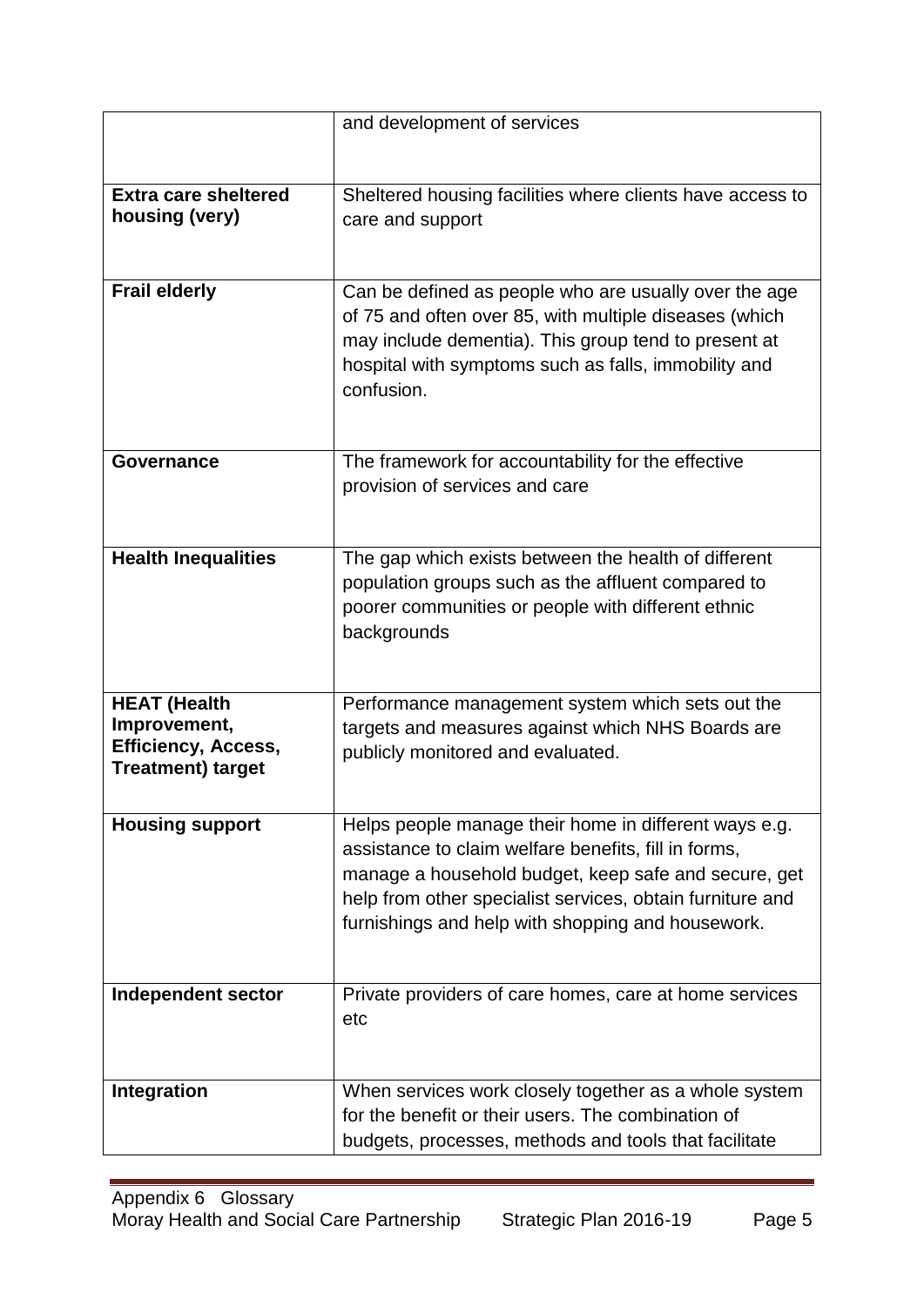| | |
|---|---|
| | and development of services |
| **Extra care sheltered housing (very)** | Sheltered housing facilities where clients have access to care and support |
| **Frail elderly** | Can be defined as people who are usually over the age of 75 and often over 85, with multiple diseases (which may include dementia). This group tend to present at hospital with symptoms such as falls, immobility and confusion. |
| **Governance** | The framework for accountability for the effective provision of services and care |
| **Health Inequalities** | The gap which exists between the health of different population groups such as the affluent compared to poorer communities or people with different ethnic backgrounds |
| **HEAT (Health Improvement, Efficiency, Access, Treatment) target** | Performance management system which sets out the targets and measures against which NHS Boards are publicly monitored and evaluated. |
| **Housing support** | Helps people manage their home in different ways e.g. assistance to claim welfare benefits, fill in forms, manage a household budget, keep safe and secure, get help from other specialist services, obtain furniture and furnishings and help with shopping and housework. |
| **Independent sector** | Private providers of care homes, care at home services etc |
| **Integration** | When services work closely together as a whole system for the benefit or their users. The combination of budgets, processes, methods and tools that facilitate |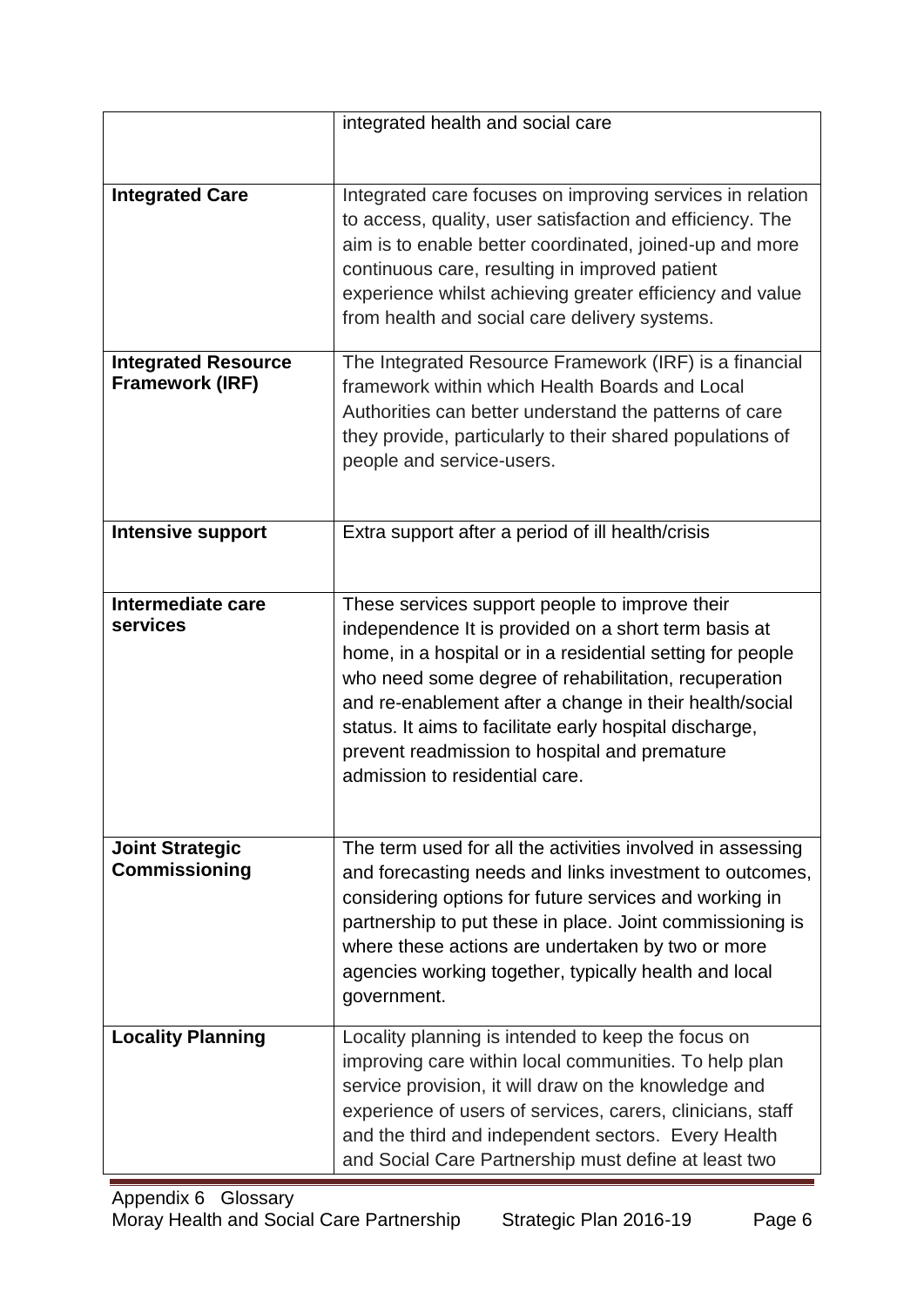| | |
|---|---|
| | integrated health and social care |
| **Integrated Care** | Integrated care focuses on improving services in relation to access, quality, user satisfaction and efficiency. The aim is to enable better coordinated, joined-up and more continuous care, resulting in improved patient experience whilst achieving greater efficiency and value from health and social care delivery systems. |
| **Integrated Resource Framework (IRF)** | The Integrated Resource Framework (IRF) is a financial framework within which Health Boards and Local Authorities can better understand the patterns of care they provide, particularly to their shared populations of people and service-users. |
| **Intensive support** | Extra support after a period of ill health/crisis |
| **Intermediate care services** | These services support people to improve their independence It is provided on a short term basis at home, in a hospital or in a residential setting for people who need some degree of rehabilitation, recuperation and re-enablement after a change in their health/social status. It aims to facilitate early hospital discharge, prevent readmission to hospital and premature admission to residential care. |
| **Joint Strategic Commissioning** | The term used for all the activities involved in assessing and forecasting needs and links investment to outcomes, considering options for future services and working in partnership to put these in place. Joint commissioning is where these actions are undertaken by two or more agencies working together, typically health and local government. |
| **Locality Planning** | Locality planning is intended to keep the focus on improving care within local communities. To help plan service provision, it will draw on the knowledge and experience of users of services, carers, clinicians, staff and the third and independent sectors. Every Health and Social Care Partnership must define at least two |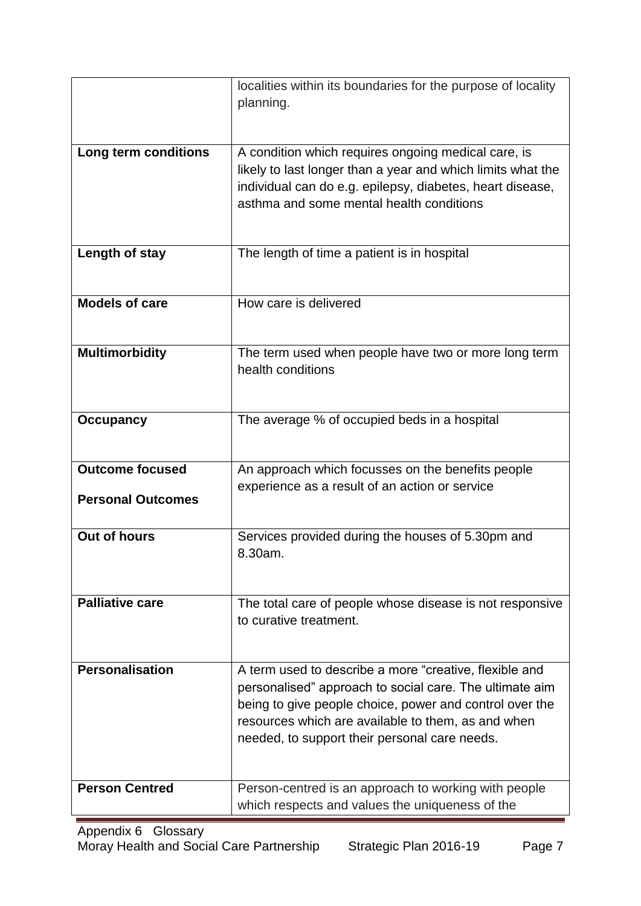| | |
|---|---|
| | localities within its boundaries for the purpose of locality planning. |
| **Long term conditions** | A condition which requires ongoing medical care, is likely to last longer than a year and which limits what the individual can do e.g. epilepsy, diabetes, heart disease, asthma and some mental health conditions |
| **Length of stay** | The length of time a patient is in hospital |
| **Models of care** | How care is delivered |
| **Multimorbidity** | The term used when people have two or more long term health conditions |
| **Occupancy** | The average % of occupied beds in a hospital |
| **Outcome focused**<br><br>**Personal Outcomes** | An approach which focusses on the benefits people experience as a result of an action or service |
| **Out of hours** | Services provided during the houses of 5.30pm and 8.30am. |
| **Palliative care** | The total care of people whose disease is not responsive to curative treatment. |
| **Personalisation** | A term used to describe a more “creative, flexible and personalised” approach to social care. The ultimate aim being to give people choice, power and control over the resources which are available to them, as and when needed, to support their personal care needs. |
| **Person Centred** | Person-centred is an approach to working with people which respects and values the uniqueness of the |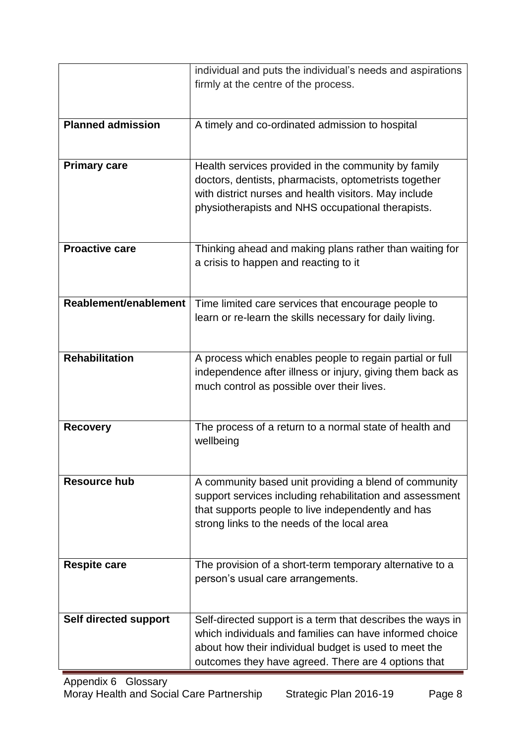| | |
|---|---|
| | individual and puts the individual's needs and aspirations firmly at the centre of the process. |
| **Planned admission** | A timely and co-ordinated admission to hospital |
| **Primary care** | Health services provided in the community by family doctors, dentists, pharmacists, optometrists together with district nurses and health visitors. May include physiotherapists and NHS occupational therapists. |
| **Proactive care** | Thinking ahead and making plans rather than waiting for a crisis to happen and reacting to it |
| **Reablement/enablement** | Time limited care services that encourage people to learn or re-learn the skills necessary for daily living. |
| **Rehabilitation** | A process which enables people to regain partial or full independence after illness or injury, giving them back as much control as possible over their lives. |
| **Recovery** | The process of a return to a normal state of health and wellbeing |
| **Resource hub** | A community based unit providing a blend of community support services including rehabilitation and assessment that supports people to live independently and has strong links to the needs of the local area |
| **Respite care** | The provision of a short-term temporary alternative to a person's usual care arrangements. |
| **Self directed support** | Self-directed support is a term that describes the ways in which individuals and families can have informed choice about how their individual budget is used to meet the outcomes they have agreed. There are 4 options that |

Appendix 6 Glossary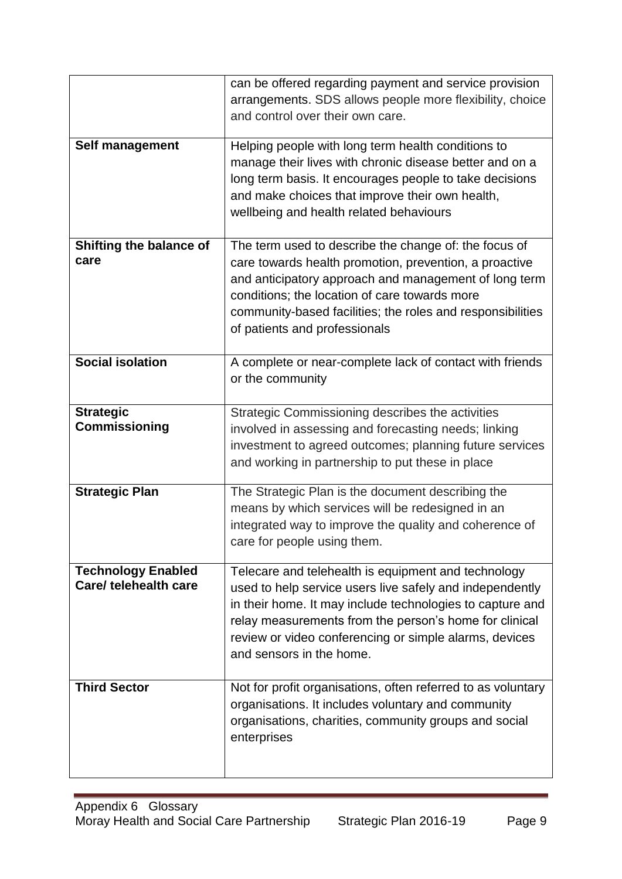| | |
|---|---|
| | can be offered regarding payment and service provision arrangements. SDS allows people more flexibility, choice and control over their own care. |
| **Self management** | Helping people with long term health conditions to manage their lives with chronic disease better and on a long term basis. It encourages people to take decisions and make choices that improve their own health, wellbeing and health related behaviours |
| **Shifting the balance of care** | The term used to describe the change of: the focus of care towards health promotion, prevention, a proactive and anticipatory approach and management of long term conditions; the location of care towards more community-based facilities; the roles and responsibilities of patients and professionals |
| **Social isolation** | A complete or near-complete lack of contact with friends or the community |
| **Strategic Commissioning** | Strategic Commissioning describes the activities involved in assessing and forecasting needs; linking investment to agreed outcomes; planning future services and working in partnership to put these in place |
| **Strategic Plan** | The Strategic Plan is the document describing the means by which services will be redesigned in an integrated way to improve the quality and coherence of care for people using them. |
| **Technology Enabled Care/ telehealth care** | Telecare and telehealth is equipment and technology used to help service users live safely and independently in their home. It may include technologies to capture and relay measurements from the person's home for clinical review or video conferencing or simple alarms, devices and sensors in the home. |
| **Third Sector** | Not for profit organisations, often referred to as voluntary organisations. It includes voluntary and community organisations, charities, community groups and social enterprises |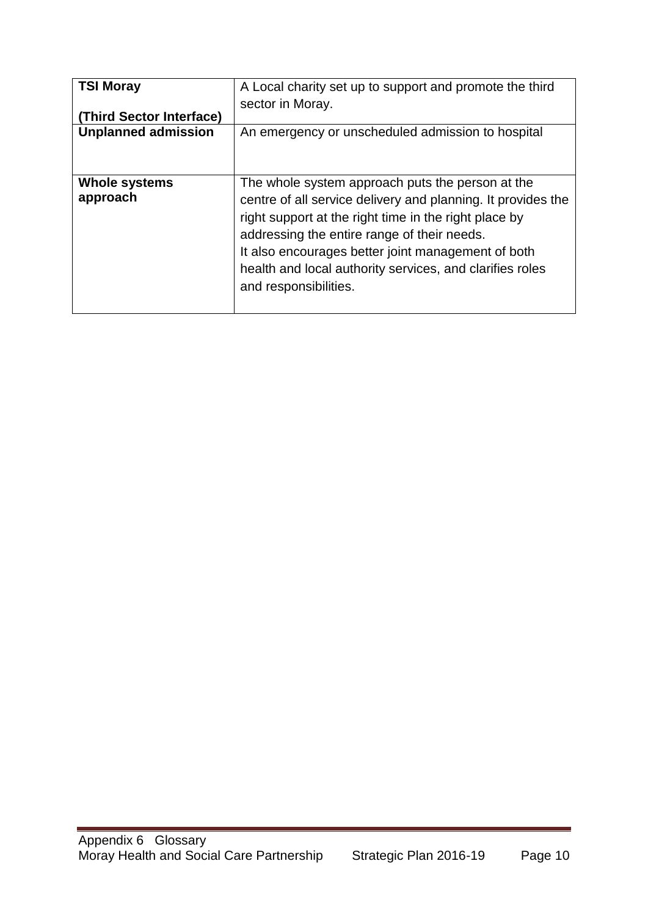| | |
|---|---|
| **TSI Moray**<br><br>**(Third Sector Interface)** | A Local charity set up to support and promote the third sector in Moray. |
| **Unplanned admission** | An emergency or unscheduled admission to hospital |
| **Whole systems approach** | The whole system approach puts the person at the centre of all service delivery and planning. It provides the right support at the right time in the right place by addressing the entire range of their needs.<br>It also encourages better joint management of both health and local authority services, and clarifies roles and responsibilities. |